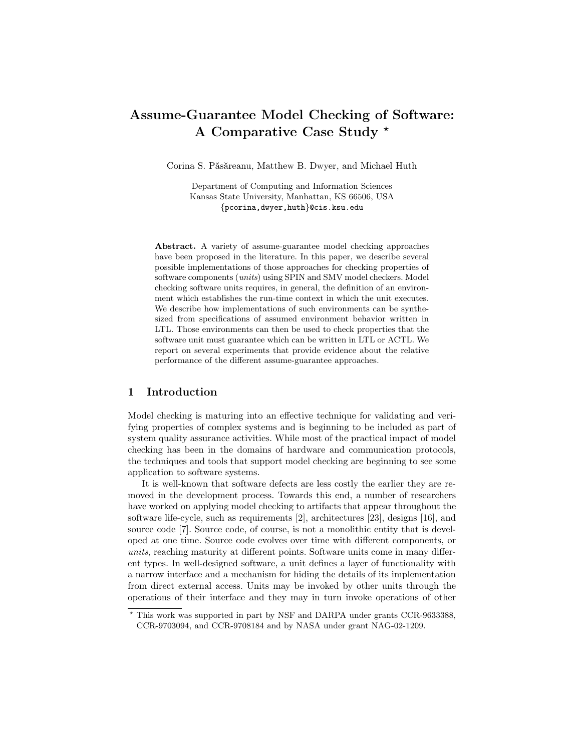# Assume-Guarantee Model Checking of Software: A Comparative Case Study *

Corina S. Păsăreanu, Matthew B. Dwyer, and Michael Huth

Department of Computing and Information Sciences
Kansas State University, Manhattan, KS 66506, USA
{pcorina,dwyer,huth}@cis.ksu.edu

**Abstract.** A variety of assume-guarantee model checking approaches have been proposed in the literature. In this paper, we describe several possible implementations of those approaches for checking properties of software components (*units*) using SPIN and SMV model checkers. Model checking software units requires, in general, the definition of an environment which establishes the run-time context in which the unit executes. We describe how implementations of such environments can be synthesized from specifications of assumed environment behavior written in LTL. Those environments can then be used to check properties that the software unit must guarantee which can be written in LTL or ACTL. We report on several experiments that provide evidence about the relative performance of the different assume-guarantee approaches.

## 1 Introduction

Model checking is maturing into an effective technique for validating and verifying properties of complex systems and is beginning to be included as part of system quality assurance activities. While most of the practical impact of model checking has been in the domains of hardware and communication protocols, the techniques and tools that support model checking are beginning to see some application to software systems.

It is well-known that software defects are less costly the earlier they are removed in the development process. Towards this end, a number of researchers have worked on applying model checking to artifacts that appear throughout the software life-cycle, such as requirements [2], architectures [23], designs [16], and source code [7]. Source code, of course, is not a monolithic entity that is developed at one time. Source code evolves over time with different components, or *units*, reaching maturity at different points. Software units come in many different types. In well-designed software, a unit defines a layer of functionality with a narrow interface and a mechanism for hiding the details of its implementation from direct external access. Units may be invoked by other units through the operations of their interface and they may in turn invoke operations of other

* This work was supported in part by NSF and DARPA under grants CCR-9633388, CCR-9703094, and CCR-9708184 and by NASA under grant NAG-02-1209.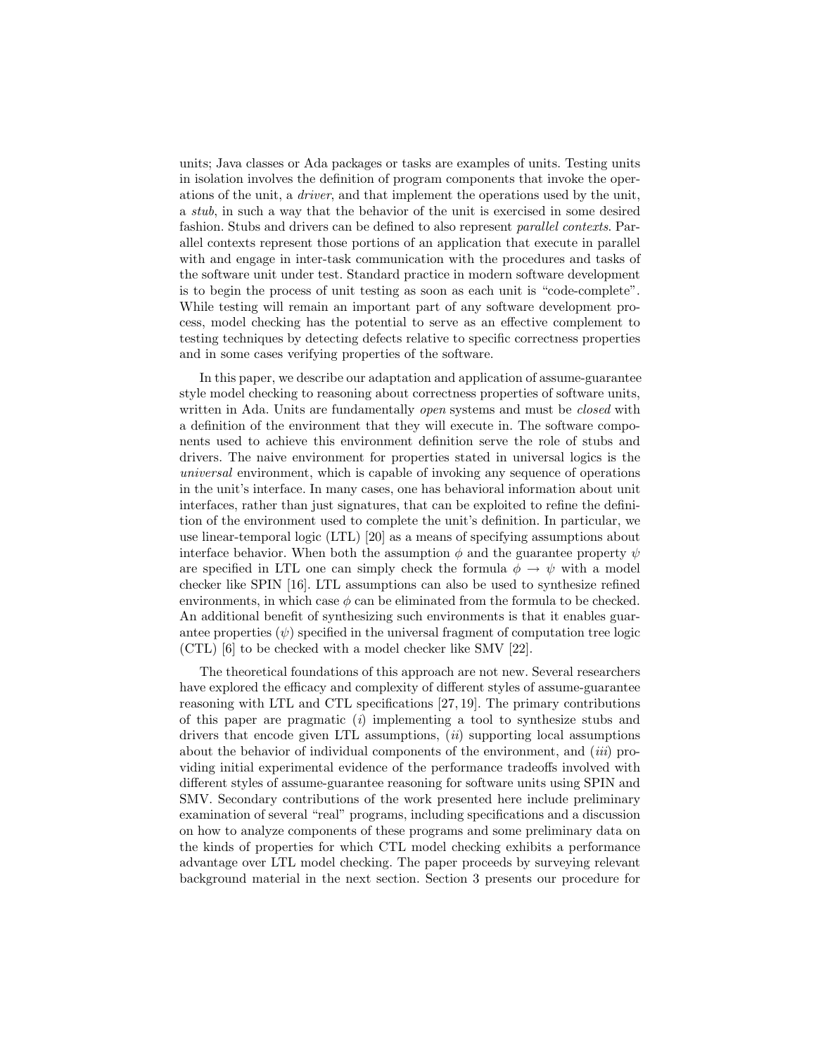units; Java classes or Ada packages or tasks are examples of units. Testing units in isolation involves the definition of program components that invoke the operations of the unit, a *driver*, and that implement the operations used by the unit, a *stub*, in such a way that the behavior of the unit is exercised in some desired fashion. Stubs and drivers can be defined to also represent *parallel contexts*. Parallel contexts represent those portions of an application that execute in parallel with and engage in inter-task communication with the procedures and tasks of the software unit under test. Standard practice in modern software development is to begin the process of unit testing as soon as each unit is "code-complete". While testing will remain an important part of any software development process, model checking has the potential to serve as an effective complement to testing techniques by detecting defects relative to specific correctness properties and in some cases verifying properties of the software.

In this paper, we describe our adaptation and application of assume-guarantee style model checking to reasoning about correctness properties of software units, written in Ada. Units are fundamentally *open* systems and must be *closed* with a definition of the environment that they will execute in. The software components used to achieve this environment definition serve the role of stubs and drivers. The naive environment for properties stated in universal logics is the *universal* environment, which is capable of invoking any sequence of operations in the unit's interface. In many cases, one has behavioral information about unit interfaces, rather than just signatures, that can be exploited to refine the definition of the environment used to complete the unit's definition. In particular, we use linear-temporal logic (LTL) [20] as a means of specifying assumptions about interface behavior. When both the assumption $\phi$ and the guarantee property $\psi$ are specified in LTL one can simply check the formula $\phi \rightarrow \psi$ with a model checker like SPIN [16]. LTL assumptions can also be used to synthesize refined environments, in which case $\phi$ can be eliminated from the formula to be checked. An additional benefit of synthesizing such environments is that it enables guarantee properties ($\psi$) specified in the universal fragment of computation tree logic (CTL) [6] to be checked with a model checker like SMV [22].

The theoretical foundations of this approach are not new. Several researchers have explored the efficacy and complexity of different styles of assume-guarantee reasoning with LTL and CTL specifications [27, 19]. The primary contributions of this paper are pragmatic (*i*) implementing a tool to synthesize stubs and drivers that encode given LTL assumptions, (*ii*) supporting local assumptions about the behavior of individual components of the environment, and (*iii*) providing initial experimental evidence of the performance tradeoffs involved with different styles of assume-guarantee reasoning for software units using SPIN and SMV. Secondary contributions of the work presented here include preliminary examination of several "real" programs, including specifications and a discussion on how to analyze components of these programs and some preliminary data on the kinds of properties for which CTL model checking exhibits a performance advantage over LTL model checking. The paper proceeds by surveying relevant background material in the next section. Section 3 presents our procedure for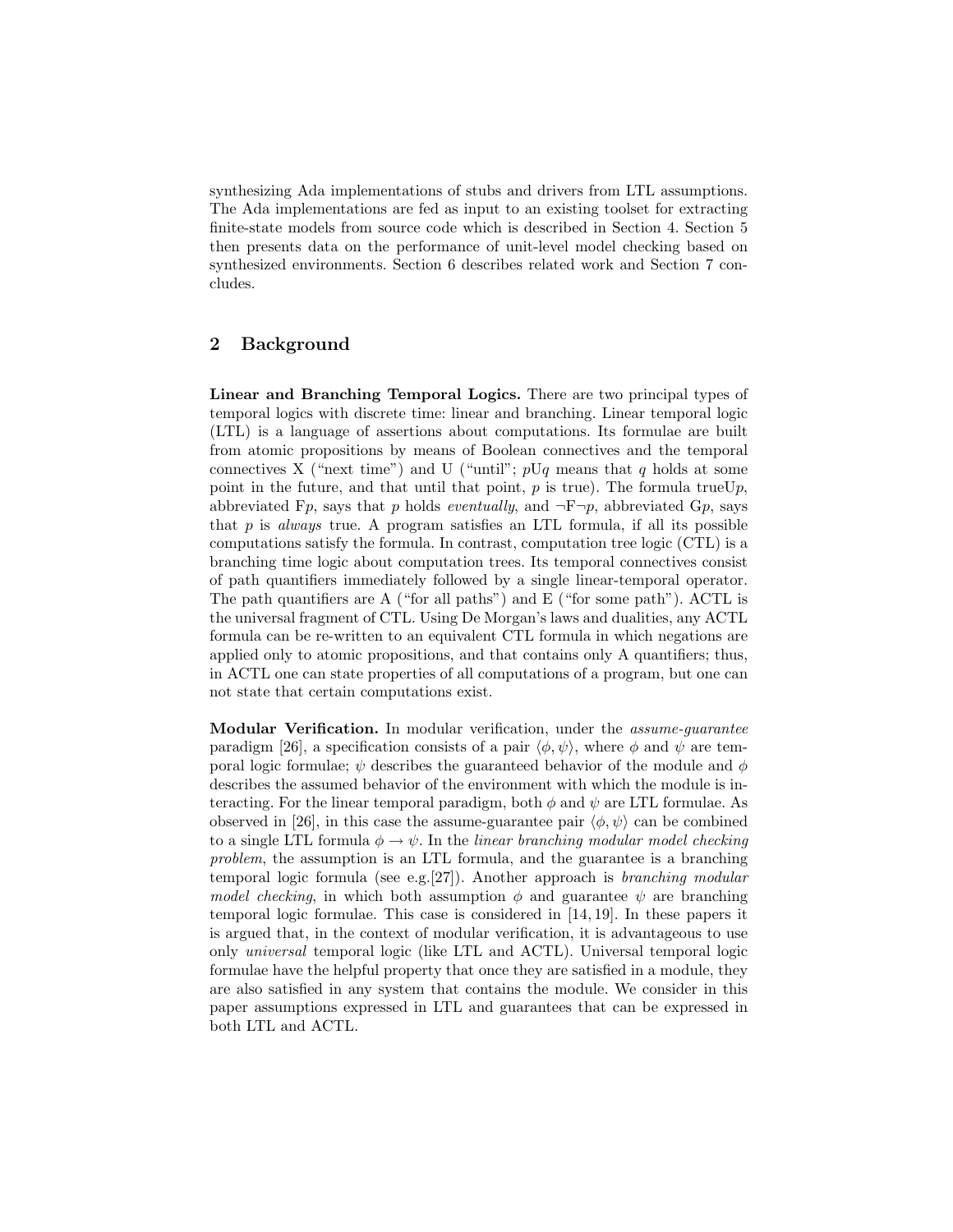synthesizing Ada implementations of stubs and drivers from LTL assumptions. The Ada implementations are fed as input to an existing toolset for extracting finite-state models from source code which is described in Section 4. Section 5 then presents data on the performance of unit-level model checking based on synthesized environments. Section 6 describes related work and Section 7 concludes.

## 2 Background

**Linear and Branching Temporal Logics.** There are two principal types of temporal logics with discrete time: linear and branching. Linear temporal logic (LTL) is a language of assertions about computations. Its formulae are built from atomic propositions by means of Boolean connectives and the temporal connectives X ("next time") and U ("until"; $p\mathrm{U}q$ means that $q$ holds at some point in the future, and that until that point, $p$ is true). The formula $\mathrm{true}\mathrm{U}p$, abbreviated $\mathrm{F}p$, says that $p$ holds *eventually*, and $\neg\mathrm{F}\neg p$, abbreviated $\mathrm{G}p$, says that $p$ is *always* true. A program satisfies an LTL formula, if all its possible computations satisfy the formula. In contrast, computation tree logic (CTL) is a branching time logic about computation trees. Its temporal connectives consist of path quantifiers immediately followed by a single linear-temporal operator. The path quantifiers are A ("for all paths") and E ("for some path"). ACTL is the universal fragment of CTL. Using De Morgan's laws and dualities, any ACTL formula can be re-written to an equivalent CTL formula in which negations are applied only to atomic propositions, and that contains only A quantifiers; thus, in ACTL one can state properties of all computations of a program, but one can not state that certain computations exist.

**Modular Verification.** In modular verification, under the *assume-guarantee* paradigm [26], a specification consists of a pair $\langle \phi, \psi \rangle$, where $\phi$ and $\psi$ are temporal logic formulae; $\psi$ describes the guaranteed behavior of the module and $\phi$ describes the assumed behavior of the environment with which the module is interacting. For the linear temporal paradigm, both $\phi$ and $\psi$ are LTL formulae. As observed in [26], in this case the assume-guarantee pair $\langle \phi, \psi \rangle$ can be combined to a single LTL formula $\phi \rightarrow \psi$. In the *linear branching modular model checking problem*, the assumption is an LTL formula, and the guarantee is a branching temporal logic formula (see e.g.[27]). Another approach is *branching modular model checking*, in which both assumption $\phi$ and guarantee $\psi$ are branching temporal logic formulae. This case is considered in [14, 19]. In these papers it is argued that, in the context of modular verification, it is advantageous to use only *universal* temporal logic (like LTL and ACTL). Universal temporal logic formulae have the helpful property that once they are satisfied in a module, they are also satisfied in any system that contains the module. We consider in this paper assumptions expressed in LTL and guarantees that can be expressed in both LTL and ACTL.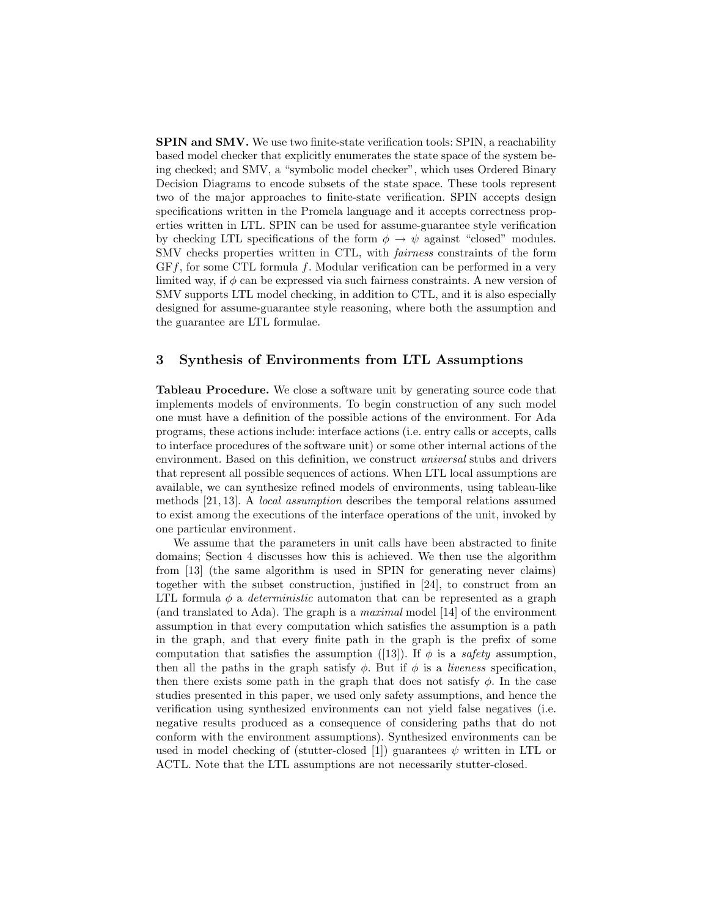**SPIN and SMV.** We use two finite-state verification tools: SPIN, a reachability based model checker that explicitly enumerates the state space of the system being checked; and SMV, a "symbolic model checker", which uses Ordered Binary Decision Diagrams to encode subsets of the state space. These tools represent two of the major approaches to finite-state verification. SPIN accepts design specifications written in the Promela language and it accepts correctness properties written in LTL. SPIN can be used for assume-guarantee style verification by checking LTL specifications of the form $\phi \rightarrow \psi$ against "closed" modules. SMV checks properties written in CTL, with *fairness* constraints of the form $\mathrm{GF}f$, for some CTL formula $f$. Modular verification can be performed in a very limited way, if $\phi$ can be expressed via such fairness constraints. A new version of SMV supports LTL model checking, in addition to CTL, and it is also especially designed for assume-guarantee style reasoning, where both the assumption and the guarantee are LTL formulae.

## 3 Synthesis of Environments from LTL Assumptions

**Tableau Procedure.** We close a software unit by generating source code that implements models of environments. To begin construction of any such model one must have a definition of the possible actions of the environment. For Ada programs, these actions include: interface actions (i.e. entry calls or accepts, calls to interface procedures of the software unit) or some other internal actions of the environment. Based on this definition, we construct *universal* stubs and drivers that represent all possible sequences of actions. When LTL local assumptions are available, we can synthesize refined models of environments, using tableau-like methods [21, 13]. A *local assumption* describes the temporal relations assumed to exist among the executions of the interface operations of the unit, invoked by one particular environment.

We assume that the parameters in unit calls have been abstracted to finite domains; Section 4 discusses how this is achieved. We then use the algorithm from [13] (the same algorithm is used in SPIN for generating never claims) together with the subset construction, justified in [24], to construct from an LTL formula $\phi$ a *deterministic* automaton that can be represented as a graph (and translated to Ada). The graph is a *maximal* model [14] of the environment assumption in that every computation which satisfies the assumption is a path in the graph, and that every finite path in the graph is the prefix of some computation that satisfies the assumption ([13]). If $\phi$ is a *safety* assumption, then all the paths in the graph satisfy $\phi$. But if $\phi$ is a *liveness* specification, then there exists some path in the graph that does not satisfy $\phi$. In the case studies presented in this paper, we used only safety assumptions, and hence the verification using synthesized environments can not yield false negatives (i.e. negative results produced as a consequence of considering paths that do not conform with the environment assumptions). Synthesized environments can be used in model checking of (stutter-closed [1]) guarantees $\psi$ written in LTL or ACTL. Note that the LTL assumptions are not necessarily stutter-closed.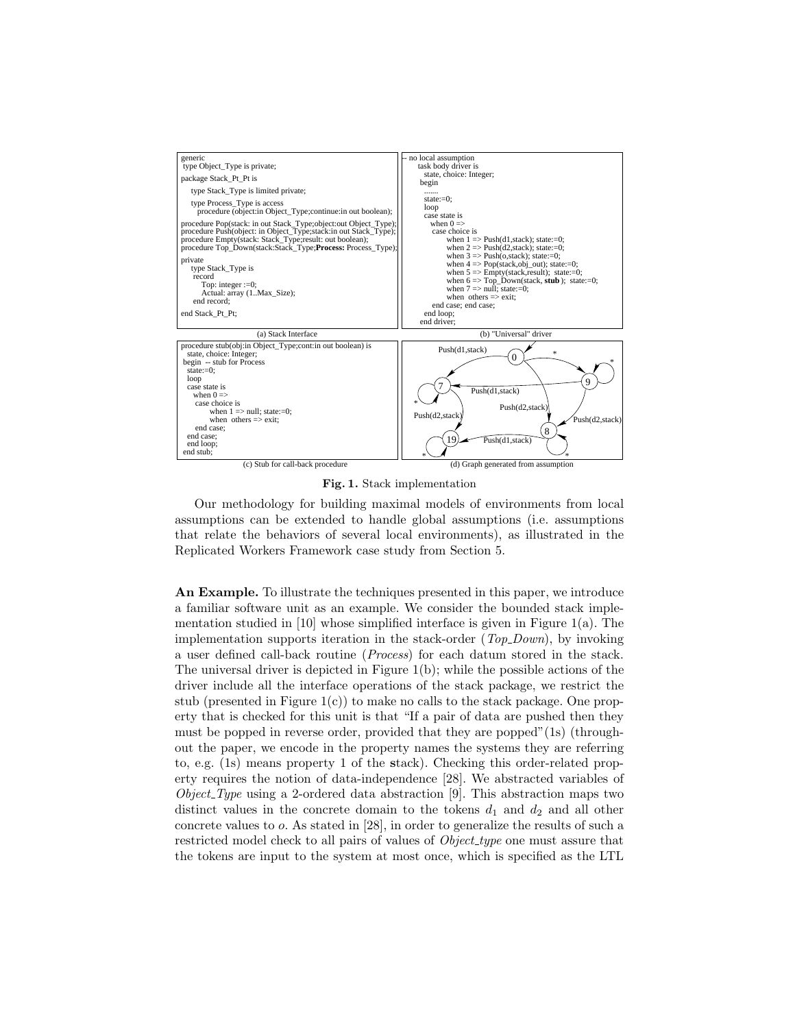```
generic
 type Object_Type is private;
package Stack_Pt_Pt is
   type Stack_Type is limited private;
   type Process_Type is access
     procedure (object:in Object_Type;continue:in out boolean);
procedure Pop(stack: in out Stack_Type;object:out Object_Type);
procedure Push(object: in Object_Type;stack:in out Stack_Type);
procedure Empty(stack: Stack_Type;result: out boolean);
procedure Top_Down(stack:Stack_Type;Process: Process_Type);
private
   type Stack_Type is
    record
       Top: integer :=0;
       Actual: array (1..Max_Size);
    end record;
end Stack_Pt_Pt;
```

(a) Stack Interface

```
-- no local assumption
   task body driver is
     state, choice: Integer;
   begin
     .......
     state:=0;
     loop
     case state is
       when 0 =>
        case choice is
            when 1 => Push(d1,stack); state:=0;
            when 2 => Push(d2,stack); state:=0;
            when 3 => Push(o,stack); state:=0;
            when 4 => Pop(stack,obj_out); state:=0;
            when 5 => Empty(stack,result); state:=0;
            when 6 => Top_Down(stack, stub ); state:=0;
            when 7 => null; state:=0;
            when others => exit;
        end case; end case;
     end loop;
   end driver;
```

(b) "Universal" driver

```
procedure stub(obj:in Object_Type;cont:in out boolean) is
  state, choice: Integer;
begin  -- stub for Process
  state:=0;
  loop
  case state is
    when 0 =>
     case choice is
          when 1 => null; state:=0;
          when others => exit;
     end case;
  end case;
  end loop;
end stub;
```

(c) Stub for call-back procedure

(d) Graph generated from assumption

**Fig. 1.** Stack implementation

Our methodology for building maximal models of environments from local assumptions can be extended to handle global assumptions (i.e. assumptions that relate the behaviors of several local environments), as illustrated in the Replicated Workers Framework case study from Section 5.

**An Example.** To illustrate the techniques presented in this paper, we introduce a familiar software unit as an example. We consider the bounded stack implementation studied in [10] whose simplified interface is given in Figure 1(a). The implementation supports iteration in the stack-order (*Top_Down*), by invoking a user defined call-back routine (*Process*) for each datum stored in the stack. The universal driver is depicted in Figure 1(b); while the possible actions of the driver include all the interface operations of the stack package, we restrict the stub (presented in Figure 1(c)) to make no calls to the stack package. One property that is checked for this unit is that "If a pair of data are pushed then they must be popped in reverse order, provided that they are popped"(1s) (throughout the paper, we encode in the property names the systems they are referring to, e.g. (1s) means property 1 of the **s**tack). Checking this order-related property requires the notion of data-independence [28]. We abstracted variables of *Object_Type* using a 2-ordered data abstraction [9]. This abstraction maps two distinct values in the concrete domain to the tokens $d_1$ and $d_2$ and all other concrete values to $o$. As stated in [28], in order to generalize the results of such a restricted model check to all pairs of values of *Object_type* one must assure that the tokens are input to the system at most once, which is specified as the LTL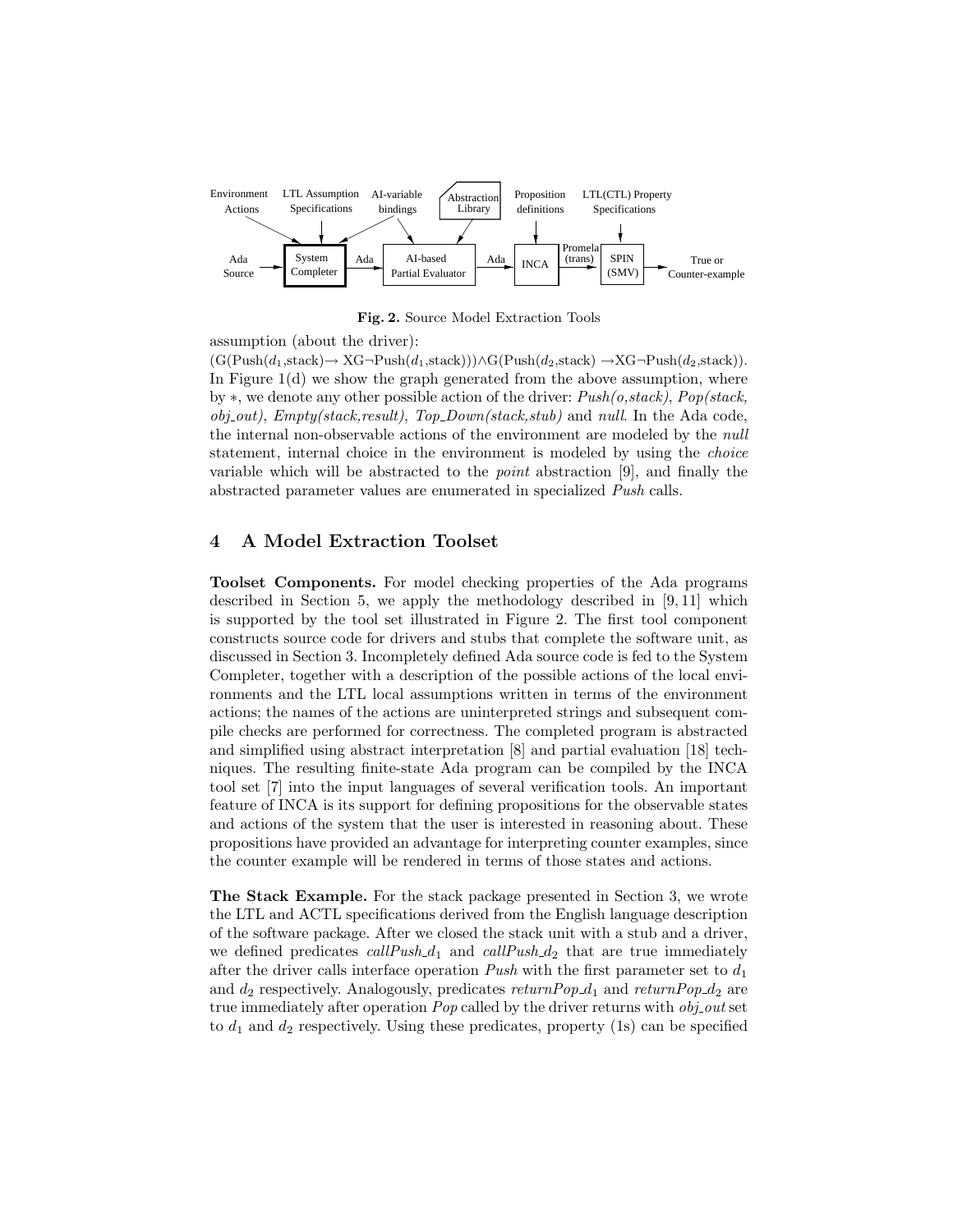Fig. 2. Source Model Extraction Tools

assumption (about the driver):

$(G(Push(d_1,stack) \rightarrow XG\neg Push(d_1,stack))) \wedge G(Push(d_2,stack) \rightarrow XG\neg Push(d_2,stack)))$.
In Figure 1(d) we show the graph generated from the above assumption, where by $*$, we denote any other possible action of the driver: *Push(o,stack)*, *Pop(stack, obj_out)*, *Empty(stack,result)*, *Top_Down(stack,stub)* and *null*. In the Ada code, the internal non-observable actions of the environment are modeled by the *null* statement, internal choice in the environment is modeled by using the *choice* variable which will be abstracted to the *point* abstraction [9], and finally the abstracted parameter values are enumerated in specialized *Push* calls.

## 4 A Model Extraction Toolset

**Toolset Components.** For model checking properties of the Ada programs described in Section 5, we apply the methodology described in [9, 11] which is supported by the tool set illustrated in Figure 2. The first tool component constructs source code for drivers and stubs that complete the software unit, as discussed in Section 3. Incompletely defined Ada source code is fed to the System Completer, together with a description of the possible actions of the local environments and the LTL local assumptions written in terms of the environment actions; the names of the actions are uninterpreted strings and subsequent compile checks are performed for correctness. The completed program is abstracted and simplified using abstract interpretation [8] and partial evaluation [18] techniques. The resulting finite-state Ada program can be compiled by the INCA tool set [7] into the input languages of several verification tools. An important feature of INCA is its support for defining propositions for the observable states and actions of the system that the user is interested in reasoning about. These propositions have provided an advantage for interpreting counter examples, since the counter example will be rendered in terms of those states and actions.

**The Stack Example.** For the stack package presented in Section 3, we wrote the LTL and ACTL specifications derived from the English language description of the software package. After we closed the stack unit with a stub and a driver, we defined predicates *callPush*_$d_1$ and *callPush*_$d_2$ that are true immediately after the driver calls interface operation *Push* with the first parameter set to $d_1$ and $d_2$ respectively. Analogously, predicates *returnPop*_$d_1$ and *returnPop*_$d_2$ are true immediately after operation *Pop* called by the driver returns with *obj_out* set to $d_1$ and $d_2$ respectively. Using these predicates, property (1s) can be specified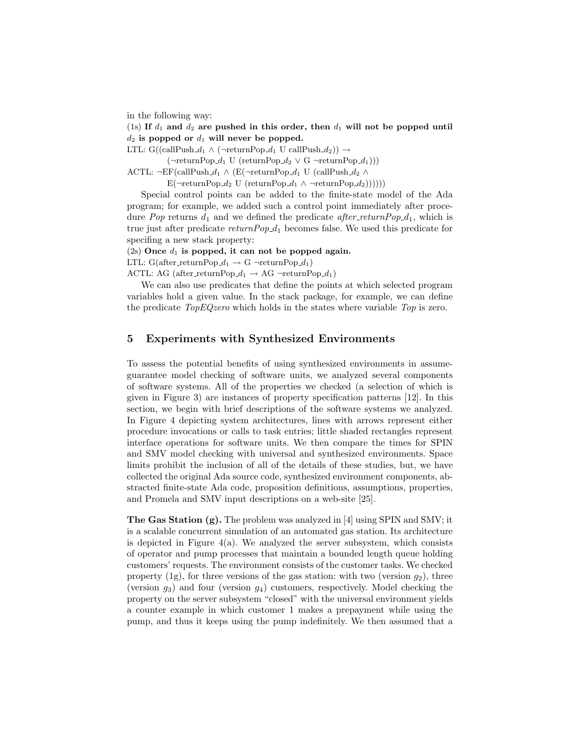in the following way:

(1s) **If $d_1$ and $d_2$ are pushed in this order, then $d_1$ will not be popped until $d_2$ is popped or $d_1$ will never be popped.**

LTL: $G((\text{callPush\_}d_1 \wedge (\neg\text{returnPop\_}d_1 \text{ U callPush\_}d_2)) \rightarrow$
$(\neg\text{returnPop\_}d_1 \text{ U } (\text{returnPop\_}d_2 \vee G\, \neg\text{returnPop\_}d_1)))$

ACTL: $\neg EF(\text{callPush\_}d_1 \wedge (E(\neg\text{returnPop\_}d_1 \text{ U } (\text{callPush\_}d_2 \wedge$
$E(\neg\text{returnPop\_}d_2 \text{ U } (\text{returnPop\_}d_1 \wedge \neg\text{returnPop\_}d_2))))))$

Special control points can be added to the finite-state model of the Ada program; for example, we added such a control point immediately after procedure *Pop* returns $d_1$ and we defined the predicate *after_returnPop_$d_1$*, which is true just after predicate *returnPop_$d_1$* becomes false. We used this predicate for specifing a new stack property:

(2s) **Once $d_1$ is popped, it can not be popped again.**

LTL: $G(\text{after\_returnPop\_}d_1 \rightarrow G\, \neg\text{returnPop\_}d_1)$

ACTL: $AG\, (\text{after\_returnPop\_}d_1 \rightarrow AG\, \neg\text{returnPop\_}d_1)$

We can also use predicates that define the points at which selected program variables hold a given value. In the stack package, for example, we can define the predicate *TopEQzero* which holds in the states where variable *Top* is zero.

## 5 Experiments with Synthesized Environments

To assess the potential benefits of using synthesized environments in assume-guarantee model checking of software units, we analyzed several components of software systems. All of the properties we checked (a selection of which is given in Figure 3) are instances of property specification patterns [12]. In this section, we begin with brief descriptions of the software systems we analyzed. In Figure 4 depicting system architectures, lines with arrows represent either procedure invocations or calls to task entries; little shaded rectangles represent interface operations for software units. We then compare the times for SPIN and SMV model checking with universal and synthesized environments. Space limits prohibit the inclusion of all of the details of these studies, but, we have collected the original Ada source code, synthesized environment components, abstracted finite-state Ada code, proposition definitions, assumptions, properties, and Promela and SMV input descriptions on a web-site [25].

**The Gas Station (g).** The problem was analyzed in [4] using SPIN and SMV; it is a scalable concurrent simulation of an automated gas station. Its architecture is depicted in Figure 4(a). We analyzed the server subsystem, which consists of operator and pump processes that maintain a bounded length queue holding customers' requests. The environment consists of the customer tasks. We checked property (1g), for three versions of the gas station: with two (version $g_2$), three (version $g_3$) and four (version $g_4$) customers, respectively. Model checking the property on the server subsystem "closed" with the universal environment yields a counter example in which customer 1 makes a prepayment while using the pump, and thus it keeps using the pump indefinitely. We then assumed that a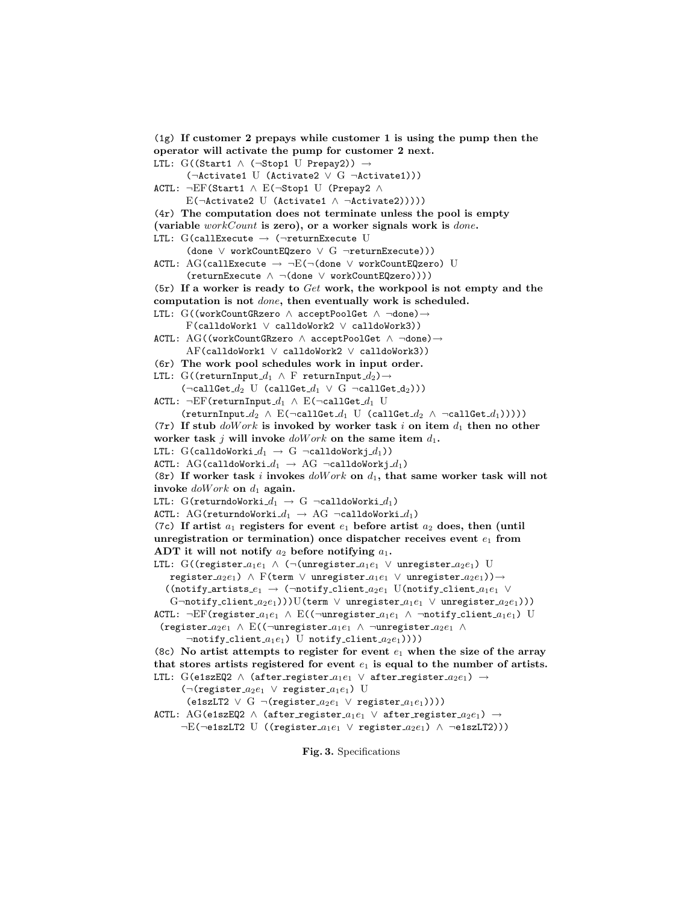**(1g) If customer 2 prepays while customer 1 is using the pump then the operator will activate the pump for customer 2 next.**

LTL: $\mathrm{G}((\texttt{Start1} \wedge (\neg\texttt{Stop1}\ \mathrm{U}\ \texttt{Prepay2})) \rightarrow$
$\quad (\neg\texttt{Activate1}\ \mathrm{U}\ (\texttt{Activate2} \vee \mathrm{G}\ \neg\texttt{Activate1})))$

ACTL: $\neg\mathrm{EF}(\texttt{Start1} \wedge \mathrm{E}(\neg\texttt{Stop1}\ \mathrm{U}\ (\texttt{Prepay2} \wedge$
$\quad \mathrm{E}(\neg\texttt{Activate2}\ \mathrm{U}\ (\texttt{Activate1} \wedge \neg\texttt{Activate2})))))$

**(4r) The computation does not terminate unless the pool is empty (variable *workCount* is zero), or a worker signals work is *done*.**

LTL: $\mathrm{G}(\texttt{callExecute} \rightarrow (\neg\texttt{returnExecute}\ \mathrm{U}$
$\quad (\texttt{done} \vee \texttt{workCountEQzero} \vee \mathrm{G}\ \neg\texttt{returnExecute})))$

ACTL: $\mathrm{AG}(\texttt{callExecute} \rightarrow \neg\mathrm{E}(\neg(\texttt{done} \vee \texttt{workCountEQzero})\ \mathrm{U}$
$\quad (\texttt{returnExecute} \wedge \neg(\texttt{done} \vee \texttt{workCountEQzero}))))$

**(5r) If a worker is ready to *Get* work, the workpool is not empty and the computation is not *done*, then eventually work is scheduled.**

LTL: $\mathrm{G}((\texttt{workCountGRzero} \wedge \texttt{acceptPoolGet} \wedge \neg\texttt{done}) \rightarrow$
$\quad \mathrm{F}(\texttt{calldoWork1} \vee \texttt{calldoWork2} \vee \texttt{calldoWork3}))$

ACTL: $\mathrm{AG}((\texttt{workCountGRzero} \wedge \texttt{acceptPoolGet} \wedge \neg\texttt{done}) \rightarrow$
$\quad \mathrm{AF}(\texttt{calldoWork1} \vee \texttt{calldoWork2} \vee \texttt{calldoWork3}))$

**(6r) The work pool schedules work in input order.**

LTL: $\mathrm{G}((\texttt{returnInput\_}d_1 \wedge \mathrm{F}\ \texttt{returnInput\_}d_2) \rightarrow$
$\quad (\neg\texttt{callGet\_}d_2\ \mathrm{U}\ (\texttt{callGet\_}d_1 \vee \mathrm{G}\ \neg\texttt{callGet\_d}_2)))$

ACTL: $\neg\mathrm{EF}(\texttt{returnInput\_}d_1 \wedge \mathrm{E}(\neg\texttt{callGet\_}d_1\ \mathrm{U}$
$\quad (\texttt{returnInput\_}d_2 \wedge \mathrm{E}(\neg\texttt{callGet\_}d_1\ \mathrm{U}\ (\texttt{callGet\_}d_2 \wedge \neg\texttt{callGet\_}d_1)))))$

**(7r) If stub *doWork* is invoked by worker task $i$ on item $d_1$ then no other worker task $j$ will invoke *doWork* on the same item $d_1$.**

LTL: $\mathrm{G}(\texttt{calldoWorki\_}d_1 \rightarrow \mathrm{G}\ \neg\texttt{calldoWorkj\_}d_1))$

ACTL: $\mathrm{AG}(\texttt{calldoWorki\_}d_1 \rightarrow \mathrm{AG}\ \neg\texttt{calldoWorkj\_}d_1)$

**(8r) If worker task $i$ invokes *doWork* on $d_1$, that same worker task will not invoke *doWork* on $d_1$ again.**

LTL: $\mathrm{G}(\texttt{returndoWorki\_}d_1 \rightarrow \mathrm{G}\ \neg\texttt{calldoWorki\_}d_1)$

ACTL: $\mathrm{AG}(\texttt{returndoWorki\_}d_1 \rightarrow \mathrm{AG}\ \neg\texttt{calldoWorki\_}d_1)$

**(7c) If artist $a_1$ registers for event $e_1$ before artist $a_2$ does, then (until unregistration or termination) once dispatcher receives event $e_1$ from ADT it will not notify $a_2$ before notifying $a_1$.**

LTL: $\mathrm{G}((\texttt{register\_}a_1e_1 \wedge (\neg(\texttt{unregister\_}a_1e_1 \vee \texttt{unregister\_}a_2e_1)\ \mathrm{U}$
$\quad \texttt{register\_}a_2e_1) \wedge \mathrm{F}(\texttt{term} \vee \texttt{unregister\_}a_1e_1 \vee \texttt{unregister\_}a_2e_1)) \rightarrow$
$\quad ((\texttt{notify\_artists\_}e_1 \rightarrow (\neg\texttt{notify\_client\_}a_2e_1\ \mathrm{U}(\texttt{notify\_client\_}a_1e_1 \vee$
$\quad \mathrm{G}\neg\texttt{notify\_client\_}a_2e_1)))\mathrm{U}(\texttt{term} \vee \texttt{unregister\_}a_1e_1 \vee \texttt{unregister\_}a_2e_1)))$

ACTL: $\neg\mathrm{EF}(\texttt{register\_}a_1e_1 \wedge \mathrm{E}((\neg\texttt{unregister\_}a_1e_1 \wedge \neg\texttt{notify\_client\_}a_1e_1)\ \mathrm{U}$
$\quad (\texttt{register\_}a_2e_1 \wedge \mathrm{E}((\neg\texttt{unregister\_}a_1e_1 \wedge \neg\texttt{unregister\_}a_2e_1 \wedge$
$\quad \neg\texttt{notify\_client\_}a_1e_1)\ \mathrm{U}\ \texttt{notify\_client\_}a_2e_1))))$

**(8c) No artist attempts to register for event $e_1$ when the size of the array that stores artists registered for event $e_1$ is equal to the number of artists.**

LTL: $\mathrm{G}(\texttt{e1szEQ2} \wedge (\texttt{after\_register\_}a_1e_1 \vee \texttt{after\_register\_}a_2e_1) \rightarrow$
$\quad (\neg(\texttt{register\_}a_2e_1 \vee \texttt{register\_}a_1e_1)\ \mathrm{U}$
$\quad (\texttt{e1szLT2} \vee \mathrm{G}\ \neg(\texttt{register\_}a_2e_1 \vee \texttt{register\_}a_1e_1))))$

ACTL: $\mathrm{AG}(\texttt{e1szEQ2} \wedge (\texttt{after\_register\_}a_1e_1 \vee \texttt{after\_register\_}a_2e_1) \rightarrow$
$\quad \neg\mathrm{E}(\neg\texttt{e1szLT2}\ \mathrm{U}\ ((\texttt{register\_}a_1e_1 \vee \texttt{register\_}a_2e_1) \wedge \neg\texttt{e1szLT2})))$

**Fig. 3.** Specifications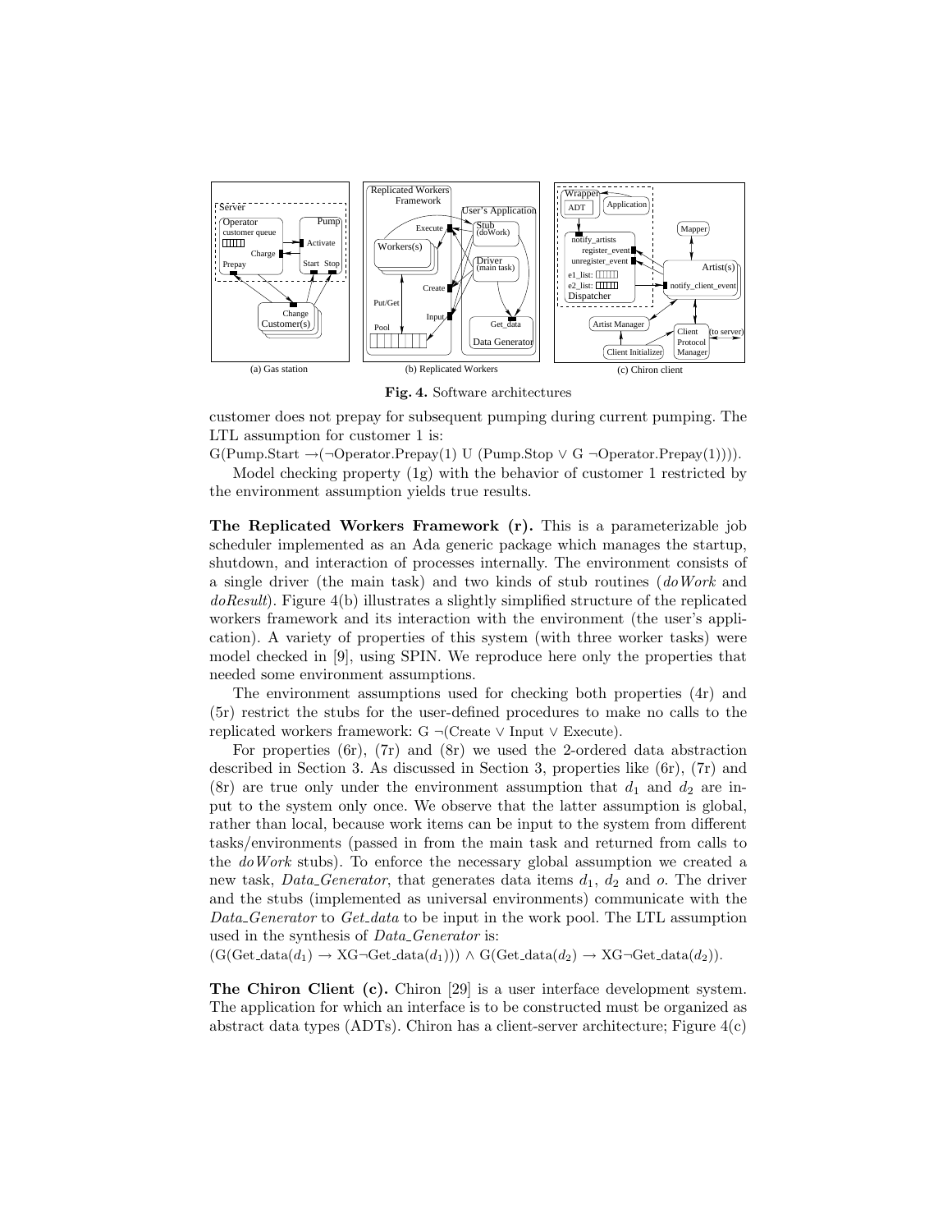Fig. 4. Software architectures

customer does not prepay for subsequent pumping during current pumping. The LTL assumption for customer 1 is:

G(Pump.Start →(¬Operator.Prepay(1) U (Pump.Stop ∨ G ¬Operator.Prepay(1)))).

Model checking property (1g) with the behavior of customer 1 restricted by the environment assumption yields true results.

**The Replicated Workers Framework (r).** This is a parameterizable job scheduler implemented as an Ada generic package which manages the startup, shutdown, and interaction of processes internally. The environment consists of a single driver (the main task) and two kinds of stub routines (*doWork* and *doResult*). Figure 4(b) illustrates a slightly simplified structure of the replicated workers framework and its interaction with the environment (the user's application). A variety of properties of this system (with three worker tasks) were model checked in [9], using SPIN. We reproduce here only the properties that needed some environment assumptions.

The environment assumptions used for checking both properties (4r) and (5r) restrict the stubs for the user-defined procedures to make no calls to the replicated workers framework: G ¬(Create ∨ Input ∨ Execute).

For properties (6r), (7r) and (8r) we used the 2-ordered data abstraction described in Section 3. As discussed in Section 3, properties like (6r), (7r) and (8r) are true only under the environment assumption that $d_1$ and $d_2$ are input to the system only once. We observe that the latter assumption is global, rather than local, because work items can be input to the system from different tasks/environments (passed in from the main task and returned from calls to the *doWork* stubs). To enforce the necessary global assumption we created a new task, *Data_Generator*, that generates data items $d_1$, $d_2$ and $o$. The driver and the stubs (implemented as universal environments) communicate with the *Data_Generator* to *Get_data* to be input in the work pool. The LTL assumption used in the synthesis of *Data_Generator* is:

$(G(\text{Get\_data}(d_1) \rightarrow XG\neg\text{Get\_data}(d_1))) \wedge G(\text{Get\_data}(d_2) \rightarrow XG\neg\text{Get\_data}(d_2))$.

**The Chiron Client (c).** Chiron [29] is a user interface development system. The application for which an interface is to be constructed must be organized as abstract data types (ADTs). Chiron has a client-server architecture; Figure 4(c)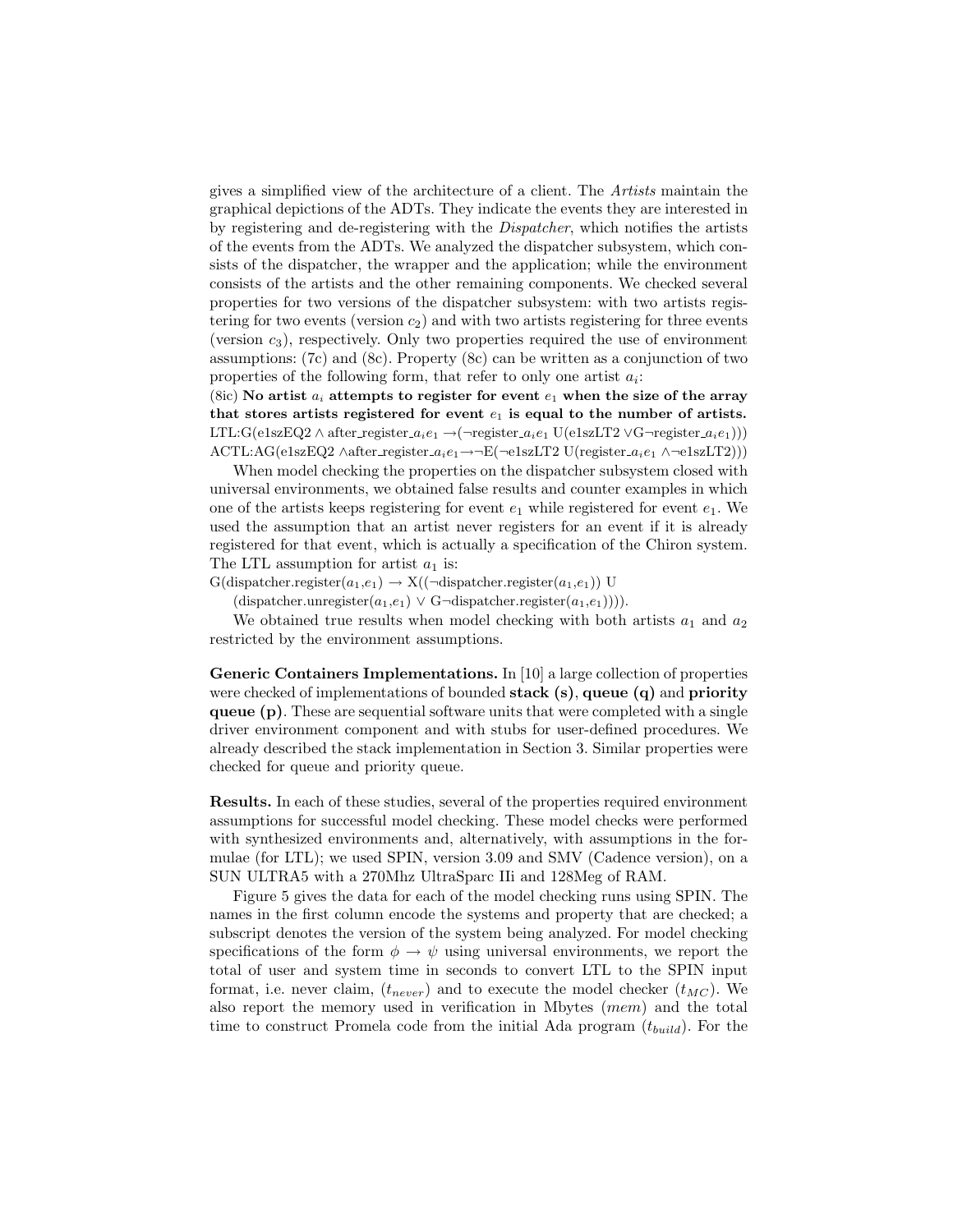gives a simplified view of the architecture of a client. The *Artists* maintain the graphical depictions of the ADTs. They indicate the events they are interested in by registering and de-registering with the *Dispatcher*, which notifies the artists of the events from the ADTs. We analyzed the dispatcher subsystem, which consists of the dispatcher, the wrapper and the application; while the environment consists of the artists and the other remaining components. We checked several properties for two versions of the dispatcher subsystem: with two artists registering for two events (version $c_2$) and with two artists registering for three events (version $c_3$), respectively. Only two properties required the use of environment assumptions: (7c) and (8c). Property (8c) can be written as a conjunction of two properties of the following form, that refer to only one artist $a_i$:

(8ic) **No artist $a_i$ attempts to register for event $e_1$ when the size of the array that stores artists registered for event $e_1$ is equal to the number of artists.**
LTL:G(e1szEQ2 $\wedge$ after_register_$a_i e_1$ $\rightarrow$($\neg$register_$a_i e_1$ U(e1szLT2 $\vee$G$\neg$register_$a_i e_1$)))
ACTL:AG(e1szEQ2 $\wedge$after_register_$a_i e_1$$\rightarrow$$\neg$E($\neg$e1szLT2 U(register_$a_i e_1$ $\wedge$$\neg$e1szLT2)))

When model checking the properties on the dispatcher subsystem closed with universal environments, we obtained false results and counter examples in which one of the artists keeps registering for event $e_1$ while registered for event $e_1$. We used the assumption that an artist never registers for an event if it is already registered for that event, which is actually a specification of the Chiron system. The LTL assumption for artist $a_1$ is:
G(dispatcher.register($a_1$,$e_1$) $\rightarrow$ X(($\neg$dispatcher.register($a_1$,$e_1$)) U
(dispatcher.unregister($a_1$,$e_1$) $\vee$ G$\neg$dispatcher.register($a_1$,$e_1$)))).

We obtained true results when model checking with both artists $a_1$ and $a_2$ restricted by the environment assumptions.

**Generic Containers Implementations.** In [10] a large collection of properties were checked of implementations of bounded **stack (s)**, **queue (q)** and **priority queue (p)**. These are sequential software units that were completed with a single driver environment component and with stubs for user-defined procedures. We already described the stack implementation in Section 3. Similar properties were checked for queue and priority queue.

**Results.** In each of these studies, several of the properties required environment assumptions for successful model checking. These model checks were performed with synthesized environments and, alternatively, with assumptions in the formulae (for LTL); we used SPIN, version 3.09 and SMV (Cadence version), on a SUN ULTRA5 with a 270Mhz UltraSparc IIi and 128Meg of RAM.

Figure 5 gives the data for each of the model checking runs using SPIN. The names in the first column encode the systems and property that are checked; a subscript denotes the version of the system being analyzed. For model checking specifications of the form $\phi \rightarrow \psi$ using universal environments, we report the total of user and system time in seconds to convert LTL to the SPIN input format, i.e. never claim, ($t_{never}$) and to execute the model checker ($t_{MC}$). We also report the memory used in verification in Mbytes (*mem*) and the total time to construct Promela code from the initial Ada program ($t_{build}$). For the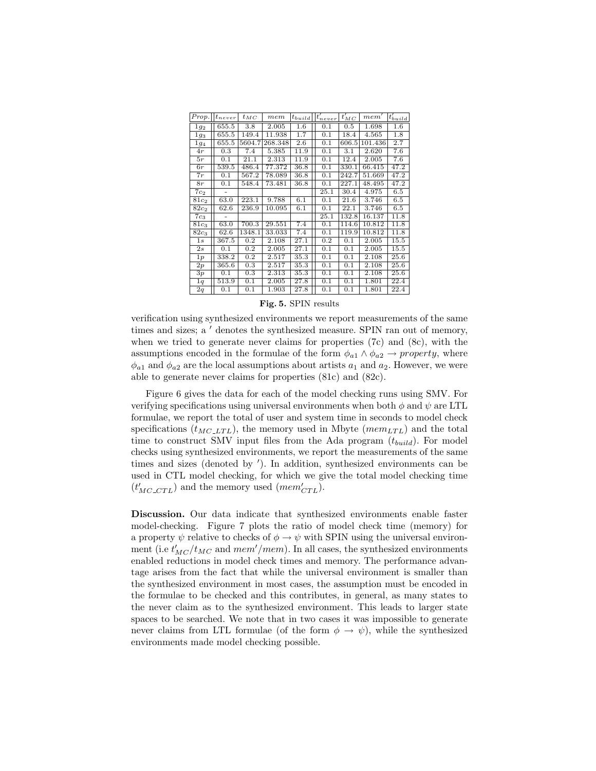| $Prop.$ | $t_{never}$ | $t_{MC}$ | $mem$ | $t_{build}$ | $t'_{never}$ | $t'_{MC}$ | $mem'$ | $t'_{build}$ |
|---|---|---|---|---|---|---|---|---|
| $1g_2$ | 655.5 | 3.8 | 2.005 | 1.6 | 0.1 | 0.5 | 1.698 | 1.6 |
| $1g_3$ | 655.5 | 149.4 | 11.938 | 1.7 | 0.1 | 18.4 | 4.565 | 1.8 |
| $1g_4$ | 655.5 | 5604.7 | 268.348 | 2.6 | 0.1 | 606.5 | 101.436 | 2.7 |
| $4r$ | 0.3 | 7.4 | 5.385 | 11.9 | 0.1 | 3.1 | 2.620 | 7.6 |
| $5r$ | 0.1 | 21.1 | 2.313 | 11.9 | 0.1 | 12.4 | 2.005 | 7.6 |
| $6r$ | 539.5 | 486.4 | 77.372 | 36.8 | 0.1 | 330.1 | 66.415 | 47.2 |
| $7r$ | 0.1 | 567.2 | 78.089 | 36.8 | 0.1 | 242.7 | 51.669 | 47.2 |
| $8r$ | 0.1 | 548.4 | 73.481 | 36.8 | 0.1 | 227.1 | 48.495 | 47.2 |
| $7c_2$ | - | | | | 25.1 | 30.4 | 4.975 | 6.5 |
| $81c_2$ | 63.0 | 223.1 | 9.788 | 6.1 | 0.1 | 21.6 | 3.746 | 6.5 |
| $82c_2$ | 62.6 | 236.9 | 10.095 | 6.1 | 0.1 | 22.1 | 3.746 | 6.5 |
| $7c_3$ | - | | | | 25.1 | 132.8 | 16.137 | 11.8 |
| $81c_3$ | 63.0 | 700.3 | 29.551 | 7.4 | 0.1 | 114.6 | 10.812 | 11.8 |
| $82c_3$ | 62.6 | 1348.1 | 33.033 | 7.4 | 0.1 | 119.9 | 10.812 | 11.8 |
| $1s$ | 367.5 | 0.2 | 2.108 | 27.1 | 0.2 | 0.1 | 2.005 | 15.5 |
| $2s$ | 0.1 | 0.2 | 2.005 | 27.1 | 0.1 | 0.1 | 2.005 | 15.5 |
| $1p$ | 338.2 | 0.2 | 2.517 | 35.3 | 0.1 | 0.1 | 2.108 | 25.6 |
| $2p$ | 365.6 | 0.3 | 2.517 | 35.3 | 0.1 | 0.1 | 2.108 | 25.6 |
| $3p$ | 0.1 | 0.3 | 2.313 | 35.3 | 0.1 | 0.1 | 2.108 | 25.6 |
| $1q$ | 513.9 | 0.1 | 2.005 | 27.8 | 0.1 | 0.1 | 1.801 | 22.4 |
| $2q$ | 0.1 | 0.1 | 1.903 | 27.8 | 0.1 | 0.1 | 1.801 | 22.4 |

**Fig. 5.** SPIN results

verification using synthesized environments we report measurements of the same times and sizes; a $'$ denotes the synthesized measure. SPIN ran out of memory, when we tried to generate never claims for properties (7c) and (8c), with the assumptions encoded in the formulae of the form $\phi_{a1} \wedge \phi_{a2} \rightarrow property$, where $\phi_{a1}$ and $\phi_{a2}$ are the local assumptions about artists $a_1$ and $a_2$. However, we were able to generate never claims for properties (81c) and (82c).

Figure 6 gives the data for each of the model checking runs using SMV. For verifying specifications using universal environments when both $\phi$ and $\psi$ are LTL formulae, we report the total of user and system time in seconds to model check specifications ($t_{MC\_LTL}$), the memory used in Mbyte ($mem_{LTL}$) and the total time to construct SMV input files from the Ada program ($t_{build}$). For model checks using synthesized environments, we report the measurements of the same times and sizes (denoted by $'$). In addition, synthesized environments can be used in CTL model checking, for which we give the total model checking time ($t'_{MC\_CTL}$) and the memory used ($mem'_{CTL}$).

**Discussion.** Our data indicate that synthesized environments enable faster model-checking. Figure 7 plots the ratio of model check time (memory) for a property $\psi$ relative to checks of $\phi \rightarrow \psi$ with SPIN using the universal environment (i.e $t'_{MC}/t_{MC}$ and $mem'/mem$). In all cases, the synthesized environments enabled reductions in model check times and memory. The performance advantage arises from the fact that while the universal environment is smaller than the synthesized environment in most cases, the assumption must be encoded in the formulae to be checked and this contributes, in general, as many states to the never claim as to the synthesized environment. This leads to larger state spaces to be searched. We note that in two cases it was impossible to generate never claims from LTL formulae (of the form $\phi \rightarrow \psi$), while the synthesized environments made model checking possible.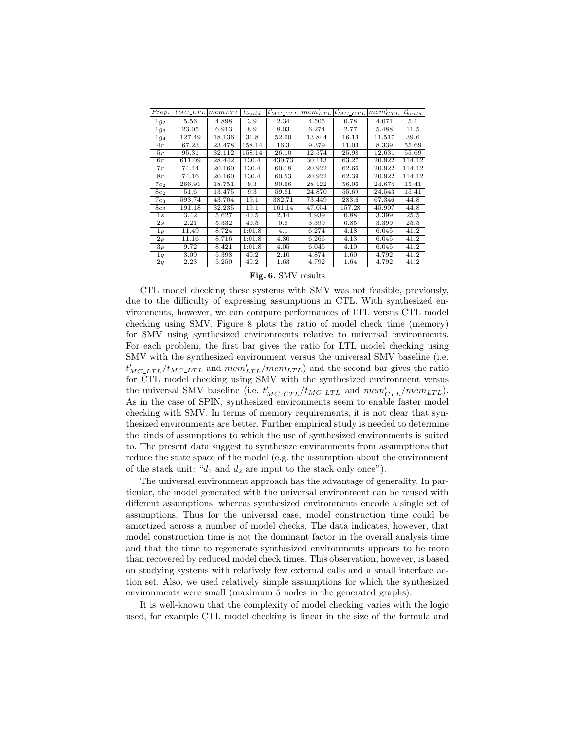| $Prop.$ | $t_{MC\_LTL}$ | $mem_{LTL}$ | $t_{build}$ | $t'_{MC\_LTL}$ | $mem'_{LTL}$ | $t'_{MC\_CTL}$ | $mem'_{CTL}$ | $t'_{build}$ |
|---|---|---|---|---|---|---|---|---|
| $1g_2$ | 5.56 | 4.898 | 3.9 | 2.34 | 4.505 | 0.78 | 4.071 | 5.1 |
| $1g_3$ | 23.05 | 6.913 | 8.9 | 8.03 | 6.274 | 2.77 | 5.488 | 11.5 |
| $1g_4$ | 127.49 | 18.136 | 31.8 | 52.00 | 13.844 | 16.13 | 11.517 | 39.6 |
| $4r$ | 67.23 | 23.478 | 158.14 | 16.3 | 9.379 | 11.03 | 8.339 | 55.69 |
| $5r$ | 95.31 | 32.112 | 158.14 | 26.10 | 12.574 | 25.98 | 12.631 | 55.69 |
| $6r$ | 611.09 | 28.442 | 130.4 | 430.73 | 30.113 | 63.27 | 20.922 | 114.12 |
| $7r$ | 74.44 | 20.160 | 130.4 | 60.18 | 20.922 | 62.66 | 20.922 | 114.12 |
| $8r$ | 74.16 | 20.160 | 130.4 | 60.53 | 20.922 | 62.39 | 20.922 | 114.12 |
| $7c_2$ | 266.91 | 18.751 | 9.3 | 90.66 | 28.122 | 56.06 | 24.674 | 15.41 |
| $8c_2$ | 51.6 | 13.475 | 9.3 | 59.81 | 24.870 | 55.69 | 24.543 | 15.41 |
| $7c_3$ | 593.74 | 43.704 | 19.1 | 382.71 | 73.449 | 283.6 | 67.346 | 44.8 |
| $8c_3$ | 191.18 | 32.235 | 19.1 | 161.14 | 47.054 | 157.28 | 45.907 | 44.8 |
| $1s$ | 3.42 | 5.627 | 40.5 | 2.14 | 4.939 | 0.88 | 3.399 | 25.5 |
| $2s$ | 2.21 | 5.332 | 40.5 | 0.8 | 3.399 | 0.85 | 3.399 | 25.5 |
| $1p$ | 11.49 | 8.724 | 1:01.8 | 4.1 | 6.274 | 4.18 | 6.045 | 41.2 |
| $2p$ | 11.16 | 8.716 | 1:01.8 | 4.80 | 6.266 | 4.13 | 6.045 | 41.2 |
| $3p$ | 9.72 | 8.421 | 1:01.8 | 4.05 | 6.045 | 4.10 | 6.045 | 41.2 |
| $1q$ | 3.09 | 5.398 | 40.2 | 2.10 | 4.874 | 1.60 | 4.792 | 41.2 |
| $2q$ | 2.23 | 5.250 | 40.2 | 1.63 | 4.792 | 1.64 | 4.792 | 41.2 |

**Fig. 6.** SMV results

CTL model checking these systems with SMV was not feasible, previously, due to the difficulty of expressing assumptions in CTL. With synthesized environments, however, we can compare performances of LTL versus CTL model checking using SMV. Figure 8 plots the ratio of model check time (memory) for SMV using synthesized environments relative to universal environments. For each problem, the first bar gives the ratio for LTL model checking using SMV with the synthesized environment versus the universal SMV baseline (i.e. $t'_{MC\_LTL}/t_{MC\_LTL}$ and $mem'_{LTL}/mem_{LTL}$) and the second bar gives the ratio for CTL model checking using SMV with the synthesized environment versus the universal SMV baseline (i.e. $t'_{MC\_CTL}/t_{MC\_LTL}$ and $mem'_{CTL}/mem_{LTL}$). As in the case of SPIN, synthesized environments seem to enable faster model checking with SMV. In terms of memory requirements, it is not clear that synthesized environments are better. Further empirical study is needed to determine the kinds of assumptions to which the use of synthesized environments is suited to. The present data suggest to synthesize environments from assumptions that reduce the state space of the model (e.g. the assumption about the environment of the stack unit: "$d_1$ and $d_2$ are input to the stack only once").

The universal environment approach has the advantage of generality. In particular, the model generated with the universal environment can be reused with different assumptions, whereas synthesized environments encode a single set of assumptions. Thus for the universal case, model construction time could be amortized across a number of model checks. The data indicates, however, that model construction time is not the dominant factor in the overall analysis time and that the time to regenerate synthesized environments appears to be more than recovered by reduced model check times. This observation, however, is based on studying systems with relatively few external calls and a small interface action set. Also, we used relatively simple assumptions for which the synthesized environments were small (maximum 5 nodes in the generated graphs).

It is well-known that the complexity of model checking varies with the logic used, for example CTL model checking is linear in the size of the formula and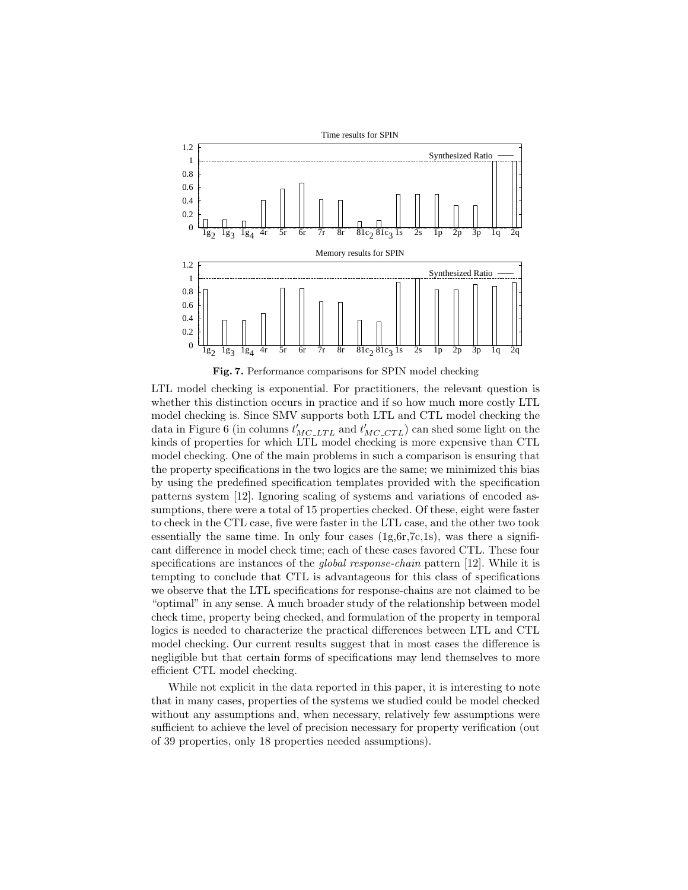**Fig. 7.** Performance comparisons for SPIN model checking

LTL model checking is exponential. For practitioners, the relevant question is whether this distinction occurs in practice and if so how much more costly LTL model checking is. Since SMV supports both LTL and CTL model checking the data in Figure 6 (in columns $t'_{MC\_LTL}$ and $t'_{MC\_CTL}$) can shed some light on the kinds of properties for which LTL model checking is more expensive than CTL model checking. One of the main problems in such a comparison is ensuring that the property specifications in the two logics are the same; we minimized this bias by using the predefined specification templates provided with the specification patterns system [12]. Ignoring scaling of systems and variations of encoded assumptions, there were a total of 15 properties checked. Of these, eight were faster to check in the CTL case, five were faster in the LTL case, and the other two took essentially the same time. In only four cases (1g,6r,7c,1s), was there a significant difference in model check time; each of these cases favored CTL. These four specifications are instances of the *global response-chain* pattern [12]. While it is tempting to conclude that CTL is advantageous for this class of specifications we observe that the LTL specifications for response-chains are not claimed to be "optimal" in any sense. A much broader study of the relationship between model check time, property being checked, and formulation of the property in temporal logics is needed to characterize the practical differences between LTL and CTL model checking. Our current results suggest that in most cases the difference is negligible but that certain forms of specifications may lend themselves to more efficient CTL model checking.

While not explicit in the data reported in this paper, it is interesting to note that in many cases, properties of the systems we studied could be model checked without any assumptions and, when necessary, relatively few assumptions were sufficient to achieve the level of precision necessary for property verification (out of 39 properties, only 18 properties needed assumptions).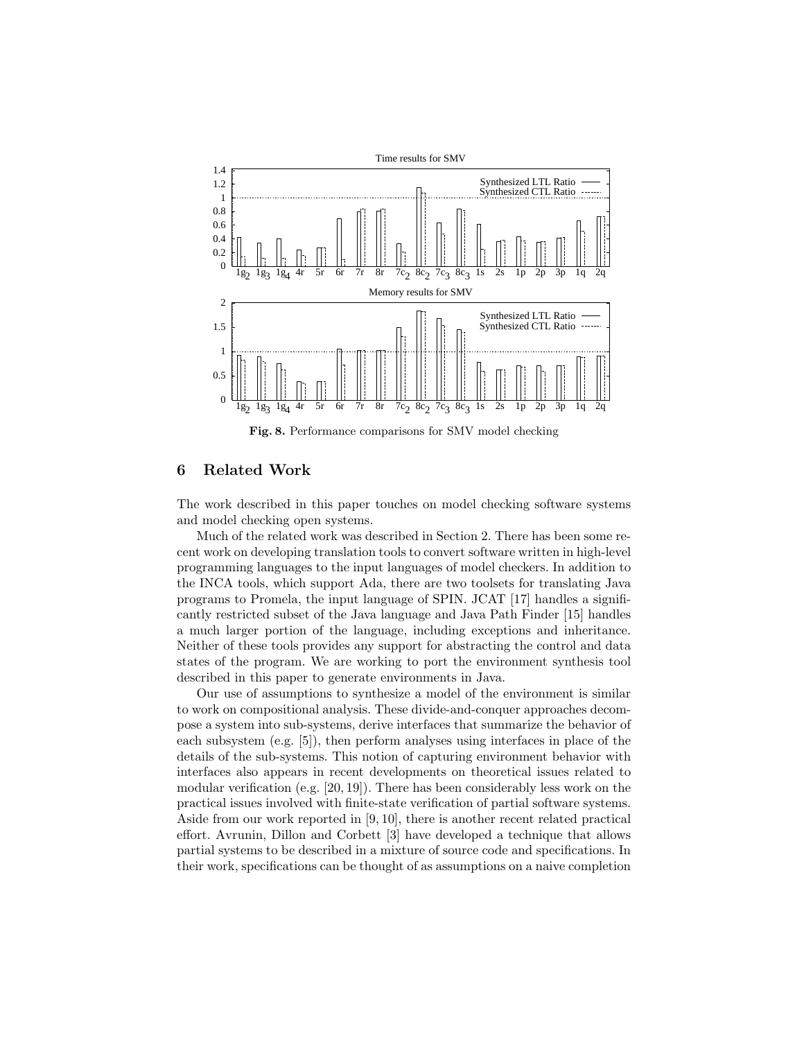**Fig. 8.** Performance comparisons for SMV model checking

## 6 Related Work

The work described in this paper touches on model checking software systems and model checking open systems.

Much of the related work was described in Section 2. There has been some recent work on developing translation tools to convert software written in high-level programming languages to the input languages of model checkers. In addition to the INCA tools, which support Ada, there are two toolsets for translating Java programs to Promela, the input language of SPIN. JCAT [17] handles a significantly restricted subset of the Java language and Java Path Finder [15] handles a much larger portion of the language, including exceptions and inheritance. Neither of these tools provides any support for abstracting the control and data states of the program. We are working to port the environment synthesis tool described in this paper to generate environments in Java.

Our use of assumptions to synthesize a model of the environment is similar to work on compositional analysis. These divide-and-conquer approaches decompose a system into sub-systems, derive interfaces that summarize the behavior of each subsystem (e.g. [5]), then perform analyses using interfaces in place of the details of the sub-systems. This notion of capturing environment behavior with interfaces also appears in recent developments on theoretical issues related to modular verification (e.g. [20, 19]). There has been considerably less work on the practical issues involved with finite-state verification of partial software systems. Aside from our work reported in [9, 10], there is another recent related practical effort. Avrunin, Dillon and Corbett [3] have developed a technique that allows partial systems to be described in a mixture of source code and specifications. In their work, specifications can be thought of as assumptions on a naive completion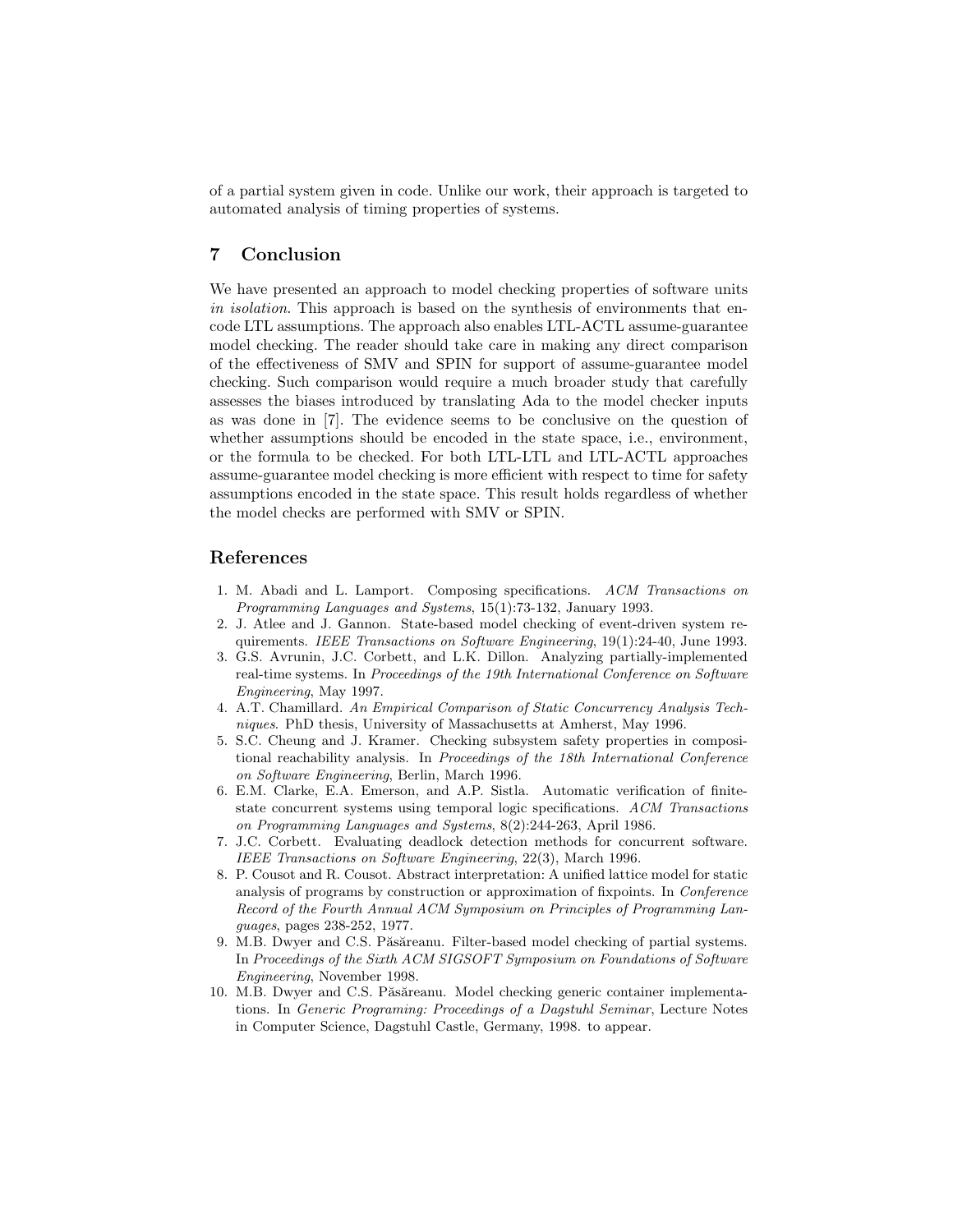of a partial system given in code. Unlike our work, their approach is targeted to automated analysis of timing properties of systems.

## 7 Conclusion

We have presented an approach to model checking properties of software units *in isolation*. This approach is based on the synthesis of environments that encode LTL assumptions. The approach also enables LTL-ACTL assume-guarantee model checking. The reader should take care in making any direct comparison of the effectiveness of SMV and SPIN for support of assume-guarantee model checking. Such comparison would require a much broader study that carefully assesses the biases introduced by translating Ada to the model checker inputs as was done in [7]. The evidence seems to be conclusive on the question of whether assumptions should be encoded in the state space, i.e., environment, or the formula to be checked. For both LTL-LTL and LTL-ACTL approaches assume-guarantee model checking is more efficient with respect to time for safety assumptions encoded in the state space. This result holds regardless of whether the model checks are performed with SMV or SPIN.

## References

1. M. Abadi and L. Lamport. Composing specifications. *ACM Transactions on Programming Languages and Systems*, 15(1):73-132, January 1993.
2. J. Atlee and J. Gannon. State-based model checking of event-driven system requirements. *IEEE Transactions on Software Engineering*, 19(1):24-40, June 1993.
3. G.S. Avrunin, J.C. Corbett, and L.K. Dillon. Analyzing partially-implemented real-time systems. In *Proceedings of the 19th International Conference on Software Engineering*, May 1997.
4. A.T. Chamillard. *An Empirical Comparison of Static Concurrency Analysis Techniques*. PhD thesis, University of Massachusetts at Amherst, May 1996.
5. S.C. Cheung and J. Kramer. Checking subsystem safety properties in compositional reachability analysis. In *Proceedings of the 18th International Conference on Software Engineering*, Berlin, March 1996.
6. E.M. Clarke, E.A. Emerson, and A.P. Sistla. Automatic verification of finite-state concurrent systems using temporal logic specifications. *ACM Transactions on Programming Languages and Systems*, 8(2):244-263, April 1986.
7. J.C. Corbett. Evaluating deadlock detection methods for concurrent software. *IEEE Transactions on Software Engineering*, 22(3), March 1996.
8. P. Cousot and R. Cousot. Abstract interpretation: A unified lattice model for static analysis of programs by construction or approximation of fixpoints. In *Conference Record of the Fourth Annual ACM Symposium on Principles of Programming Languages*, pages 238-252, 1977.
9. M.B. Dwyer and C.S. Păsăreanu. Filter-based model checking of partial systems. In *Proceedings of the Sixth ACM SIGSOFT Symposium on Foundations of Software Engineering*, November 1998.
10. M.B. Dwyer and C.S. Păsăreanu. Model checking generic container implementations. In *Generic Programing: Proceedings of a Dagstuhl Seminar*, Lecture Notes in Computer Science, Dagstuhl Castle, Germany, 1998. to appear.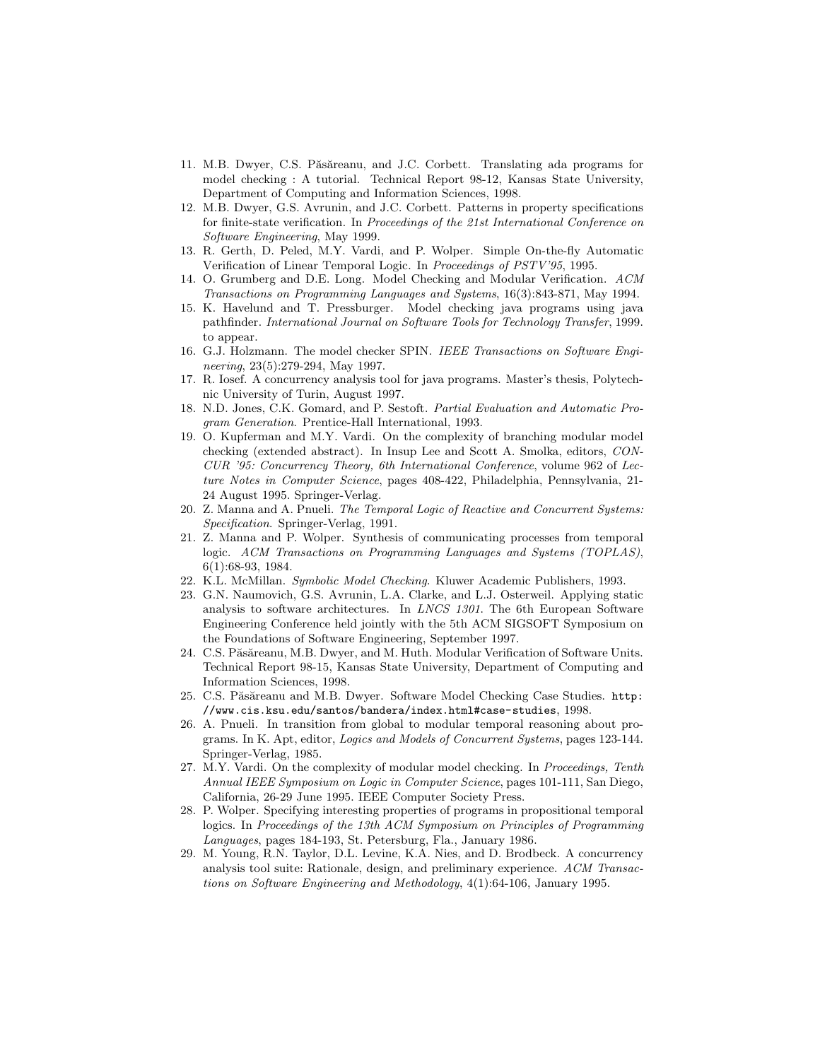11. M.B. Dwyer, C.S. Păsăreanu, and J.C. Corbett. Translating ada programs for model checking : A tutorial. Technical Report 98-12, Kansas State University, Department of Computing and Information Sciences, 1998.
12. M.B. Dwyer, G.S. Avrunin, and J.C. Corbett. Patterns in property specifications for finite-state verification. In *Proceedings of the 21st International Conference on Software Engineering*, May 1999.
13. R. Gerth, D. Peled, M.Y. Vardi, and P. Wolper. Simple On-the-fly Automatic Verification of Linear Temporal Logic. In *Proceedings of PSTV'95*, 1995.
14. O. Grumberg and D.E. Long. Model Checking and Modular Verification. *ACM Transactions on Programming Languages and Systems*, 16(3):843-871, May 1994.
15. K. Havelund and T. Pressburger. Model checking java programs using java pathfinder. *International Journal on Software Tools for Technology Transfer*, 1999. to appear.
16. G.J. Holzmann. The model checker SPIN. *IEEE Transactions on Software Engineering*, 23(5):279-294, May 1997.
17. R. Iosef. A concurrency analysis tool for java programs. Master's thesis, Polytechnic University of Turin, August 1997.
18. N.D. Jones, C.K. Gomard, and P. Sestoft. *Partial Evaluation and Automatic Program Generation*. Prentice-Hall International, 1993.
19. O. Kupferman and M.Y. Vardi. On the complexity of branching modular model checking (extended abstract). In Insup Lee and Scott A. Smolka, editors, *CONCUR '95: Concurrency Theory, 6th International Conference*, volume 962 of *Lecture Notes in Computer Science*, pages 408-422, Philadelphia, Pennsylvania, 21-24 August 1995. Springer-Verlag.
20. Z. Manna and A. Pnueli. *The Temporal Logic of Reactive and Concurrent Systems: Specification*. Springer-Verlag, 1991.
21. Z. Manna and P. Wolper. Synthesis of communicating processes from temporal logic. *ACM Transactions on Programming Languages and Systems (TOPLAS)*, 6(1):68-93, 1984.
22. K.L. McMillan. *Symbolic Model Checking*. Kluwer Academic Publishers, 1993.
23. G.N. Naumovich, G.S. Avrunin, L.A. Clarke, and L.J. Osterweil. Applying static analysis to software architectures. In *LNCS 1301*. The 6th European Software Engineering Conference held jointly with the 5th ACM SIGSOFT Symposium on the Foundations of Software Engineering, September 1997.
24. C.S. Păsăreanu, M.B. Dwyer, and M. Huth. Modular Verification of Software Units. Technical Report 98-15, Kansas State University, Department of Computing and Information Sciences, 1998.
25. C.S. Păsăreanu and M.B. Dwyer. Software Model Checking Case Studies. `http://www.cis.ksu.edu/santos/bandera/index.html#case-studies`, 1998.
26. A. Pnueli. In transition from global to modular temporal reasoning about programs. In K. Apt, editor, *Logics and Models of Concurrent Systems*, pages 123-144. Springer-Verlag, 1985.
27. M.Y. Vardi. On the complexity of modular model checking. In *Proceedings, Tenth Annual IEEE Symposium on Logic in Computer Science*, pages 101-111, San Diego, California, 26-29 June 1995. IEEE Computer Society Press.
28. P. Wolper. Specifying interesting properties of programs in propositional temporal logics. In *Proceedings of the 13th ACM Symposium on Principles of Programming Languages*, pages 184-193, St. Petersburg, Fla., January 1986.
29. M. Young, R.N. Taylor, D.L. Levine, K.A. Nies, and D. Brodbeck. A concurrency analysis tool suite: Rationale, design, and preliminary experience. *ACM Transactions on Software Engineering and Methodology*, 4(1):64-106, January 1995.